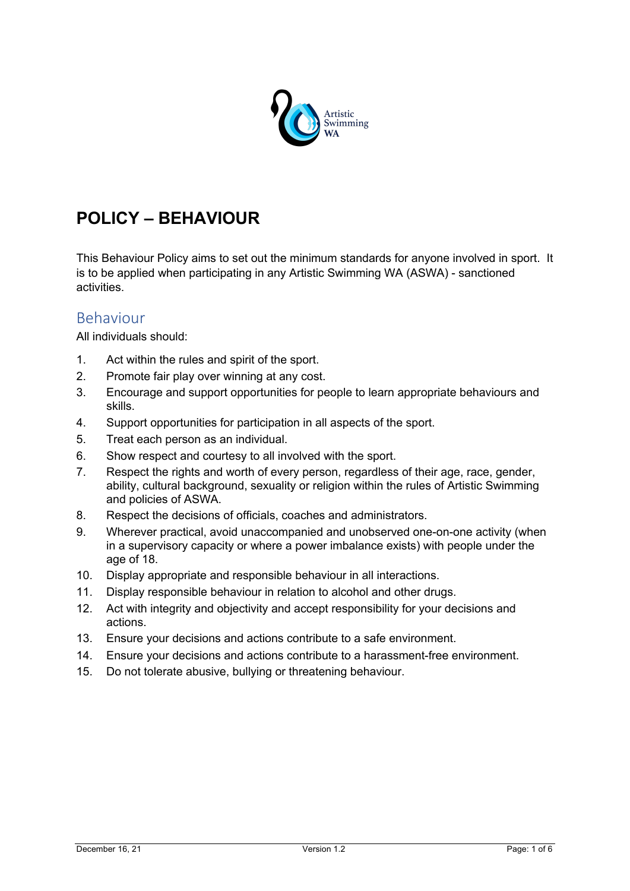# POLICY – BEHAVIOUR

This Behaviour Policy aims to set out the minimum standards for anyone involved in sport. It is to be applied when participating in any Artistic Swimming WA (ASWA) - sanctioned activities.

## Behaviour

All individuals should:

1. Act within the rules and spirit of the sport.
2. Promote fair play over winning at any cost.
3. Encourage and support opportunities for people to learn appropriate behaviours and skills.
4. Support opportunities for participation in all aspects of the sport.
5. Treat each person as an individual.
6. Show respect and courtesy to all involved with the sport.
7. Respect the rights and worth of every person, regardless of their age, race, gender, ability, cultural background, sexuality or religion within the rules of Artistic Swimming and policies of ASWA.
8. Respect the decisions of officials, coaches and administrators.
9. Wherever practical, avoid unaccompanied and unobserved one-on-one activity (when in a supervisory capacity or where a power imbalance exists) with people under the age of 18.
10. Display appropriate and responsible behaviour in all interactions.
11. Display responsible behaviour in relation to alcohol and other drugs.
12. Act with integrity and objectivity and accept responsibility for your decisions and actions.
13. Ensure your decisions and actions contribute to a safe environment.
14. Ensure your decisions and actions contribute to a harassment-free environment.
15. Do not tolerate abusive, bullying or threatening behaviour.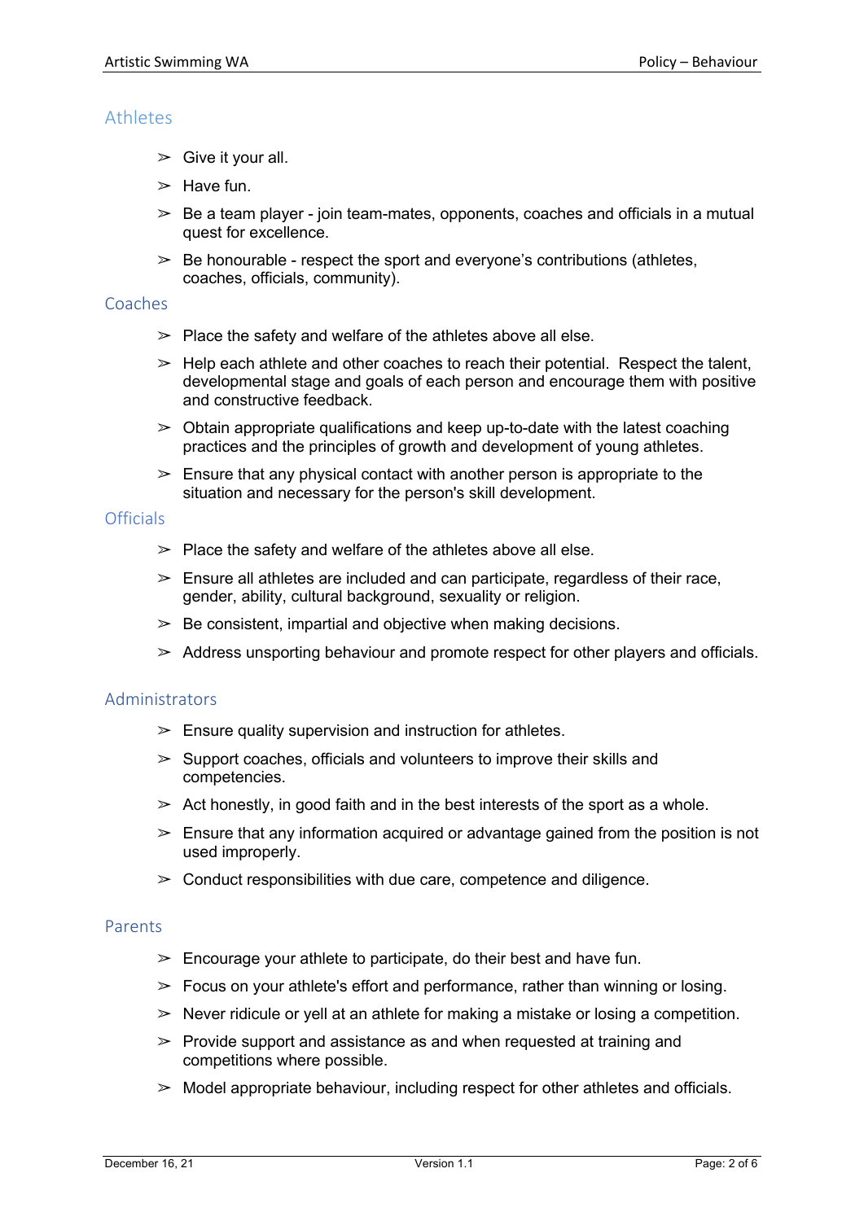## Athletes

- Give it your all.
- Have fun.
- Be a team player - join team-mates, opponents, coaches and officials in a mutual quest for excellence.
- Be honourable - respect the sport and everyone's contributions (athletes, coaches, officials, community).

## Coaches

- Place the safety and welfare of the athletes above all else.
- Help each athlete and other coaches to reach their potential. Respect the talent, developmental stage and goals of each person and encourage them with positive and constructive feedback.
- Obtain appropriate qualifications and keep up-to-date with the latest coaching practices and the principles of growth and development of young athletes.
- Ensure that any physical contact with another person is appropriate to the situation and necessary for the person's skill development.

## Officials

- Place the safety and welfare of the athletes above all else.
- Ensure all athletes are included and can participate, regardless of their race, gender, ability, cultural background, sexuality or religion.
- Be consistent, impartial and objective when making decisions.
- Address unsporting behaviour and promote respect for other players and officials.

## Administrators

- Ensure quality supervision and instruction for athletes.
- Support coaches, officials and volunteers to improve their skills and competencies.
- Act honestly, in good faith and in the best interests of the sport as a whole.
- Ensure that any information acquired or advantage gained from the position is not used improperly.
- Conduct responsibilities with due care, competence and diligence.

## Parents

- Encourage your athlete to participate, do their best and have fun.
- Focus on your athlete's effort and performance, rather than winning or losing.
- Never ridicule or yell at an athlete for making a mistake or losing a competition.
- Provide support and assistance as and when requested at training and competitions where possible.
- Model appropriate behaviour, including respect for other athletes and officials.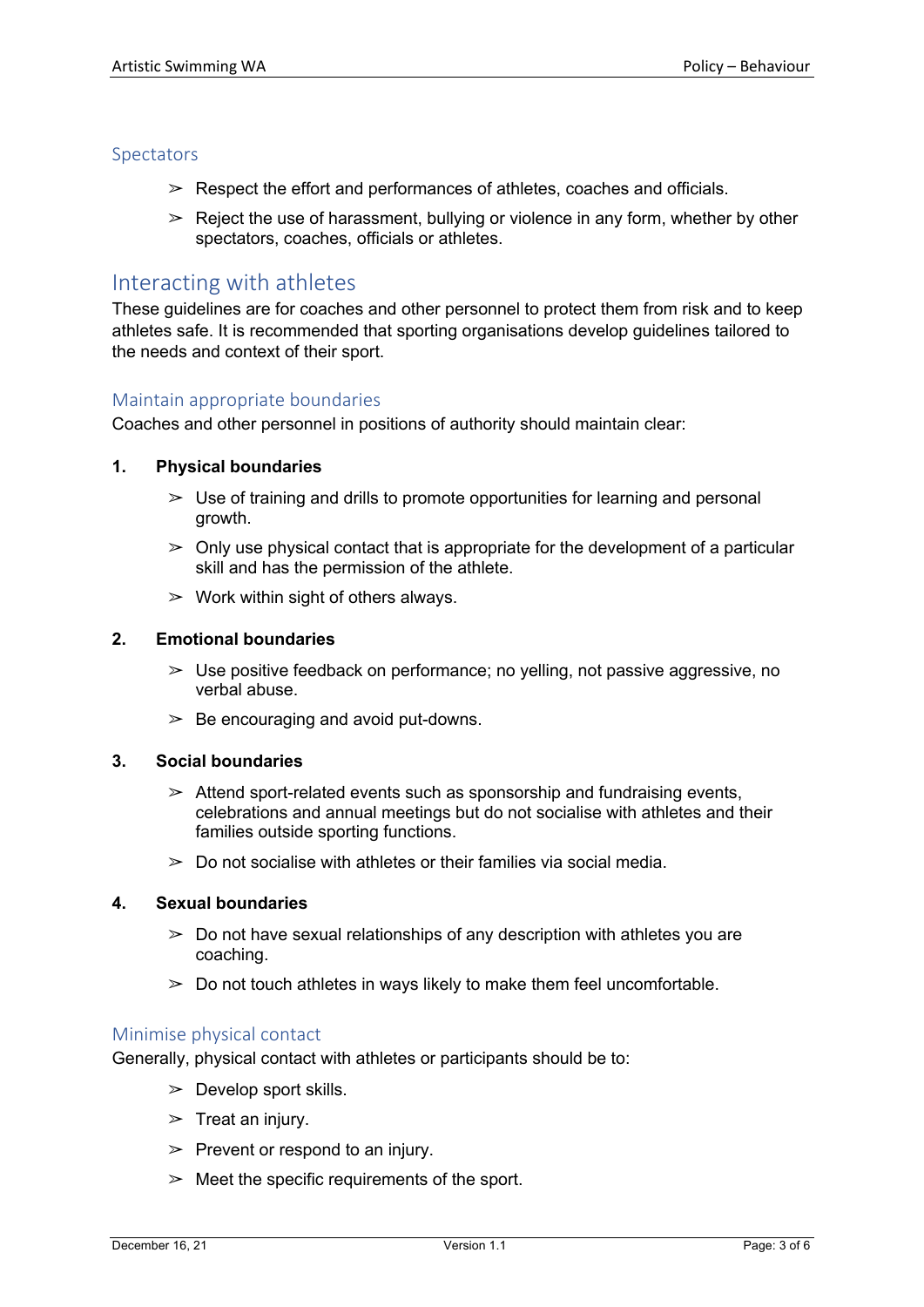### Spectators

- Respect the effort and performances of athletes, coaches and officials.
- Reject the use of harassment, bullying or violence in any form, whether by other spectators, coaches, officials or athletes.

## Interacting with athletes

These guidelines are for coaches and other personnel to protect them from risk and to keep athletes safe. It is recommended that sporting organisations develop guidelines tailored to the needs and context of their sport.

### Maintain appropriate boundaries

Coaches and other personnel in positions of authority should maintain clear:

**1. Physical boundaries**

- Use of training and drills to promote opportunities for learning and personal growth.
- Only use physical contact that is appropriate for the development of a particular skill and has the permission of the athlete.
- Work within sight of others always.

**2. Emotional boundaries**

- Use positive feedback on performance; no yelling, not passive aggressive, no verbal abuse.
- Be encouraging and avoid put-downs.

**3. Social boundaries**

- Attend sport-related events such as sponsorship and fundraising events, celebrations and annual meetings but do not socialise with athletes and their families outside sporting functions.
- Do not socialise with athletes or their families via social media.

**4. Sexual boundaries**

- Do not have sexual relationships of any description with athletes you are coaching.
- Do not touch athletes in ways likely to make them feel uncomfortable.

### Minimise physical contact

Generally, physical contact with athletes or participants should be to:

- Develop sport skills.
- Treat an injury.
- Prevent or respond to an injury.
- Meet the specific requirements of the sport.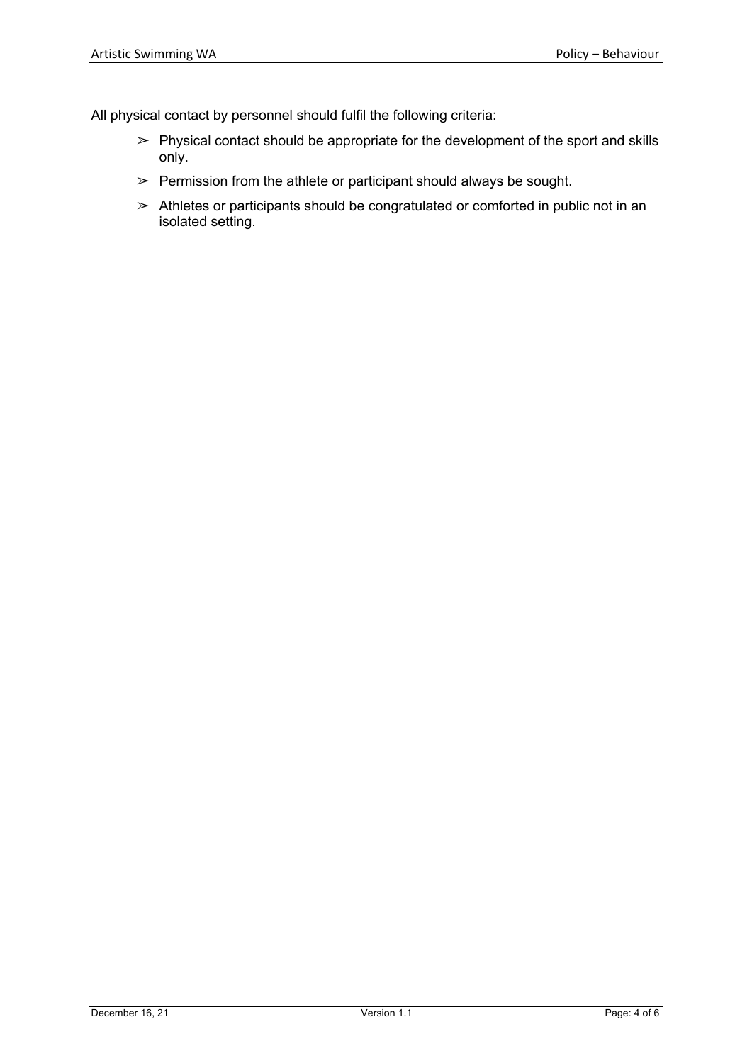All physical contact by personnel should fulfil the following criteria:

- Physical contact should be appropriate for the development of the sport and skills only.
- Permission from the athlete or participant should always be sought.
- Athletes or participants should be congratulated or comforted in public not in an isolated setting.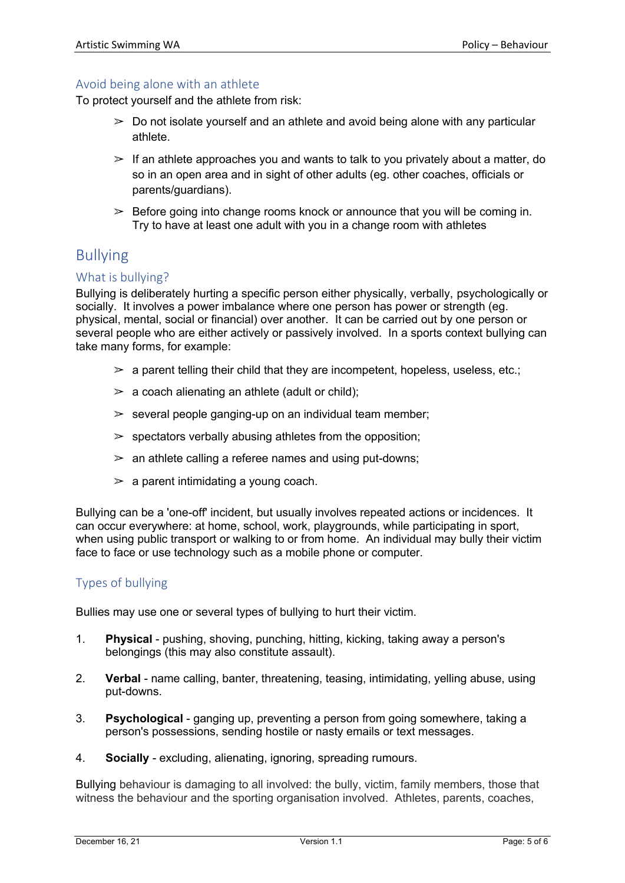### Avoid being alone with an athlete

To protect yourself and the athlete from risk:

- Do not isolate yourself and an athlete and avoid being alone with any particular athlete.
- If an athlete approaches you and wants to talk to you privately about a matter, do so in an open area and in sight of other adults (eg. other coaches, officials or parents/guardians).
- Before going into change rooms knock or announce that you will be coming in. Try to have at least one adult with you in a change room with athletes

## Bullying

### What is bullying?

Bullying is deliberately hurting a specific person either physically, verbally, psychologically or socially. It involves a power imbalance where one person has power or strength (eg. physical, mental, social or financial) over another. It can be carried out by one person or several people who are either actively or passively involved. In a sports context bullying can take many forms, for example:

- a parent telling their child that they are incompetent, hopeless, useless, etc.;
- a coach alienating an athlete (adult or child);
- several people ganging-up on an individual team member;
- spectators verbally abusing athletes from the opposition;
- an athlete calling a referee names and using put-downs;
- a parent intimidating a young coach.

Bullying can be a 'one-off' incident, but usually involves repeated actions or incidences. It can occur everywhere: at home, school, work, playgrounds, while participating in sport, when using public transport or walking to or from home. An individual may bully their victim face to face or use technology such as a mobile phone or computer.

### Types of bullying

Bullies may use one or several types of bullying to hurt their victim.

1. **Physical** - pushing, shoving, punching, hitting, kicking, taking away a person's belongings (this may also constitute assault).
2. **Verbal** - name calling, banter, threatening, teasing, intimidating, yelling abuse, using put-downs.
3. **Psychological** - ganging up, preventing a person from going somewhere, taking a person's possessions, sending hostile or nasty emails or text messages.
4. **Socially** - excluding, alienating, ignoring, spreading rumours.

Bullying behaviour is damaging to all involved: the bully, victim, family members, those that witness the behaviour and the sporting organisation involved. Athletes, parents, coaches,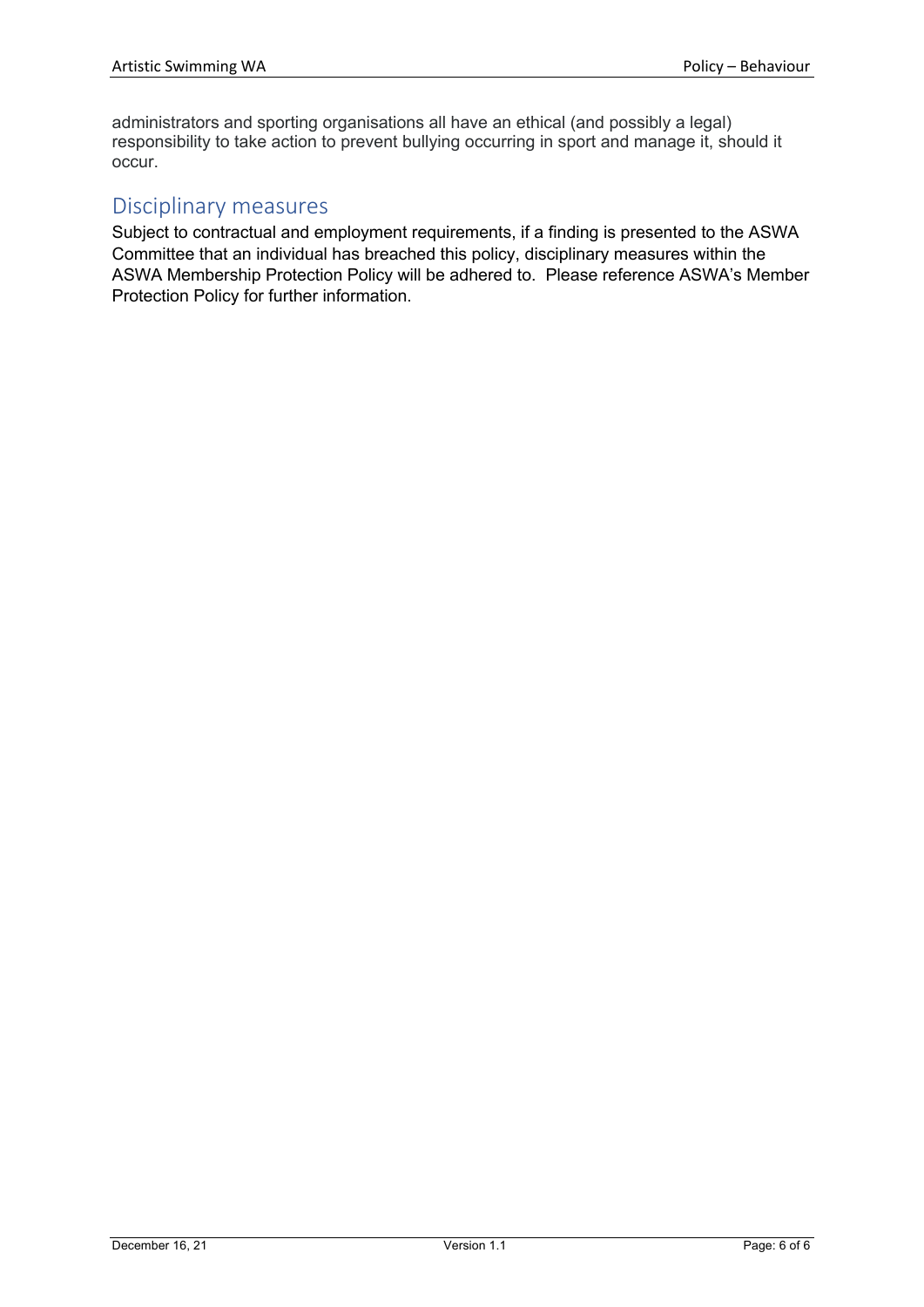administrators and sporting organisations all have an ethical (and possibly a legal) responsibility to take action to prevent bullying occurring in sport and manage it, should it occur.

## Disciplinary measures

Subject to contractual and employment requirements, if a finding is presented to the ASWA Committee that an individual has breached this policy, disciplinary measures within the ASWA Membership Protection Policy will be adhered to. Please reference ASWA's Member Protection Policy for further information.